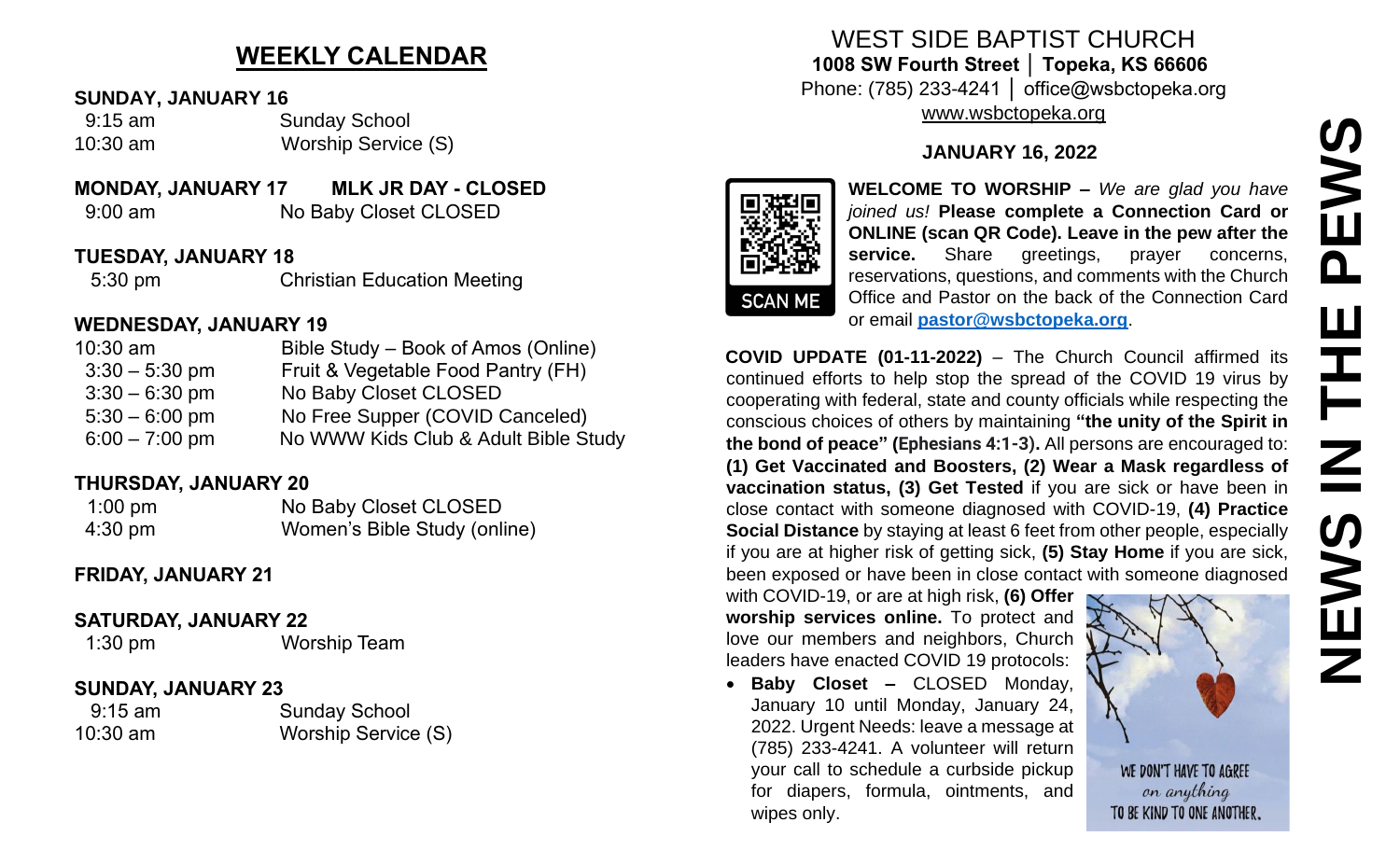## WEEKLY CALENDAR

**SUNDAY, JANUARY 16**

| | |
|---|---|
| 9:15 am | Sunday School |
| 10:30 am | Worship Service (S) |

**MONDAY, JANUARY 17 MLK JR DAY - CLOSED**

| | |
|---|---|
| 9:00 am | No Baby Closet CLOSED |

**TUESDAY, JANUARY 18**

| | |
|---|---|
| 5:30 pm | Christian Education Meeting |

**WEDNESDAY, JANUARY 19**

| | |
|---|---|
| 10:30 am | Bible Study – Book of Amos (Online) |
| 3:30 – 5:30 pm | Fruit & Vegetable Food Pantry (FH) |
| 3:30 – 6:30 pm | No Baby Closet CLOSED |
| 5:30 – 6:00 pm | No Free Supper (COVID Canceled) |
| 6:00 – 7:00 pm | No WWW Kids Club & Adult Bible Study |

**THURSDAY, JANUARY 20**

| | |
|---|---|
| 1:00 pm | No Baby Closet CLOSED |
| 4:30 pm | Women's Bible Study (online) |

**FRIDAY, JANUARY 21**

**SATURDAY, JANUARY 22**

| | |
|---|---|
| 1:30 pm | Worship Team |

**SUNDAY, JANUARY 23**

| | |
|---|---|
| 9:15 am | Sunday School |
| 10:30 am | Worship Service (S) |

# WEST SIDE BAPTIST CHURCH

**1008 SW Fourth Street │ Topeka, KS 66606**

Phone: (785) 233-4241 │ office@wsbctopeka.org

www.wsbctopeka.org

**JANUARY 16, 2022**

# NEWS IN THE PEWS

SCAN ME

**WELCOME TO WORSHIP –** *We are glad you have joined us!* **Please complete a Connection Card or ONLINE (scan QR Code). Leave in the pew after the service.** Share greetings, prayer concerns, reservations, questions, and comments with the Church Office and Pastor on the back of the Connection Card or email **pastor@wsbctopeka.org**.

**COVID UPDATE (01-11-2022)** – The Church Council affirmed its continued efforts to help stop the spread of the COVID 19 virus by cooperating with federal, state and county officials while respecting the conscious choices of others by maintaining **"the unity of the Spirit in the bond of peace" (Ephesians 4:1-3).** All persons are encouraged to: **(1) Get Vaccinated and Boosters, (2) Wear a Mask regardless of vaccination status, (3) Get Tested** if you are sick or have been in close contact with someone diagnosed with COVID-19, **(4) Practice Social Distance** by staying at least 6 feet from other people, especially if you are at higher risk of getting sick, **(5) Stay Home** if you are sick, been exposed or have been in close contact with someone diagnosed with COVID-19, or are at high risk, **(6) Offer worship services online.** To protect and love our members and neighbors, Church leaders have enacted COVID 19 protocols:

- **Baby Closet –** CLOSED Monday, January 10 until Monday, January 24, 2022. Urgent Needs: leave a message at (785) 233-4241. A volunteer will return your call to schedule a curbside pickup for diapers, formula, ointments, and wipes only.

WE DON'T HAVE TO AGREE *on anything* TO BE KIND TO ONE ANOTHER.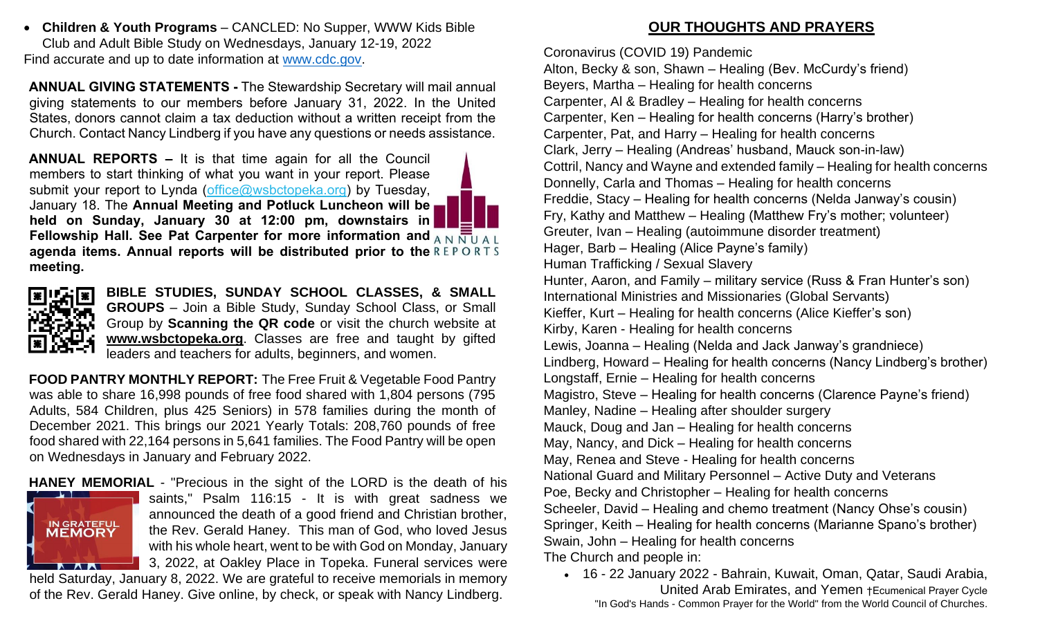- **Children & Youth Programs** – CANCLED: No Supper, WWW Kids Bible Club and Adult Bible Study on Wednesdays, January 12-19, 2022

Find accurate and up to date information at www.cdc.gov.

**ANNUAL GIVING STATEMENTS -** The Stewardship Secretary will mail annual giving statements to our members before January 31, 2022. In the United States, donors cannot claim a tax deduction without a written receipt from the Church. Contact Nancy Lindberg if you have any questions or needs assistance.

**ANNUAL REPORTS –** It is that time again for all the Council members to start thinking of what you want in your report. Please submit your report to Lynda (office@wsbctopeka.org) by Tuesday, January 18. The **Annual Meeting and Potluck Luncheon will be held on Sunday, January 30 at 12:00 pm, downstairs in Fellowship Hall. See Pat Carpenter for more information and agenda items. Annual reports will be distributed prior to the meeting.**

**BIBLE STUDIES, SUNDAY SCHOOL CLASSES, & SMALL GROUPS** – Join a Bible Study, Sunday School Class, or Small Group by **Scanning the QR code** or visit the church website at **www.wsbctopeka.org**. Classes are free and taught by gifted leaders and teachers for adults, beginners, and women.

**FOOD PANTRY MONTHLY REPORT:** The Free Fruit & Vegetable Food Pantry was able to share 16,998 pounds of free food shared with 1,804 persons (795 Adults, 584 Children, plus 425 Seniors) in 578 families during the month of December 2021. This brings our 2021 Yearly Totals: 208,760 pounds of free food shared with 22,164 persons in 5,641 families. The Food Pantry will be open on Wednesdays in January and February 2022.

**HANEY MEMORIAL** - "Precious in the sight of the LORD is the death of his saints," Psalm 116:15 - It is with great sadness we announced the death of a good friend and Christian brother, the Rev. Gerald Haney. This man of God, who loved Jesus with his whole heart, went to be with God on Monday, January 3, 2022, at Oakley Place in Topeka. Funeral services were held Saturday, January 8, 2022. We are grateful to receive memorials in memory of the Rev. Gerald Haney. Give online, by check, or speak with Nancy Lindberg.

## OUR THOUGHTS AND PRAYERS

Coronavirus (COVID 19) Pandemic
Alton, Becky & son, Shawn – Healing (Bev. McCurdy's friend)
Beyers, Martha – Healing for health concerns
Carpenter, Al & Bradley – Healing for health concerns
Carpenter, Ken – Healing for health concerns (Harry's brother)
Carpenter, Pat, and Harry – Healing for health concerns
Clark, Jerry – Healing (Andreas' husband, Mauck son-in-law)
Cottril, Nancy and Wayne and extended family – Healing for health concerns
Donnelly, Carla and Thomas – Healing for health concerns
Freddie, Stacy – Healing for health concerns (Nelda Janway's cousin)
Fry, Kathy and Matthew – Healing (Matthew Fry's mother; volunteer)
Greuter, Ivan – Healing (autoimmune disorder treatment)
Hager, Barb – Healing (Alice Payne's family)
Human Trafficking / Sexual Slavery
Hunter, Aaron, and Family – military service (Russ & Fran Hunter's son)
International Ministries and Missionaries (Global Servants)
Kieffer, Kurt – Healing for health concerns (Alice Kieffer's son)
Kirby, Karen - Healing for health concerns
Lewis, Joanna – Healing (Nelda and Jack Janway's grandniece)
Lindberg, Howard – Healing for health concerns (Nancy Lindberg's brother)
Longstaff, Ernie – Healing for health concerns
Magistro, Steve – Healing for health concerns (Clarence Payne's friend)
Manley, Nadine – Healing after shoulder surgery
Mauck, Doug and Jan – Healing for health concerns
May, Nancy, and Dick – Healing for health concerns
May, Renea and Steve - Healing for health concerns
National Guard and Military Personnel – Active Duty and Veterans
Poe, Becky and Christopher – Healing for health concerns
Scheeler, David – Healing and chemo treatment (Nancy Ohse's cousin)
Springer, Keith – Healing for health concerns (Marianne Spano's brother)
Swain, John – Healing for health concerns
The Church and people in:

- 16 - 22 January 2022 - Bahrain, Kuwait, Oman, Qatar, Saudi Arabia, United Arab Emirates, and Yemen †Ecumenical Prayer Cycle

"In God's Hands - Common Prayer for the World" from the World Council of Churches.